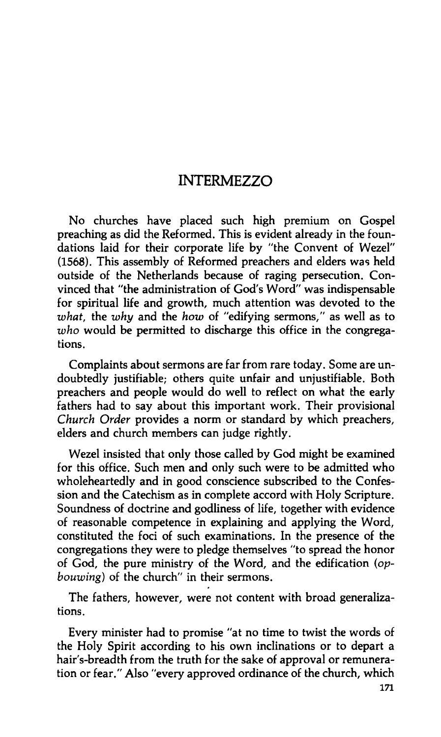# INTERMEZZO

No churches have placed such high premium on Gospel preaching as did the Reformed. This is evident already in the foundations laid for their corporate life by "the Convent of Wezel" (1568). This assembly of Reformed preachers and elders was held outside of the Netherlands because of raging persecution. Convinced that "the administration of God's Word" was indispensable for spiritual life and growth, much attention was devoted to the *what*, the *why* and the *how* of "edifying sermons," as well as to *who* would be permitted to discharge this office in the congregations.

Complaints about sermons are far from rare today. Some are undoubtedly justifiable; others quite unfair and unjustifiable. Both preachers and people would do well to reflect on what the early fathers had to say about this important work. Their provisional *Church Order* provides a norm or standard by which preachers, elders and church members can judge rightly.

Wezel insisted that only those called by God might be examined for this office. Such men and only such were to be admitted who wholeheartedly and in good conscience subscribed to the Confession and the Catechism as in complete accord with Holy Scripture. Soundness of doctrine and godliness of life, together with evidence of reasonable competence in explaining and applying the Word, constituted the foci of such examinations. In the presence of the congregations they were to pledge themselves "to spread the honor of God, the pure ministry of the Word, and the edification (*opbouwing*) of the church" in their sermons.

The fathers, however, were not content with broad generalizations.

Every minister had to promise "at no time to twist the words of the Holy Spirit according to his own inclinations or to depart a hair's-breadth from the truth for the sake of approval or remuneration or fear." Also "every approved ordinance of the church, which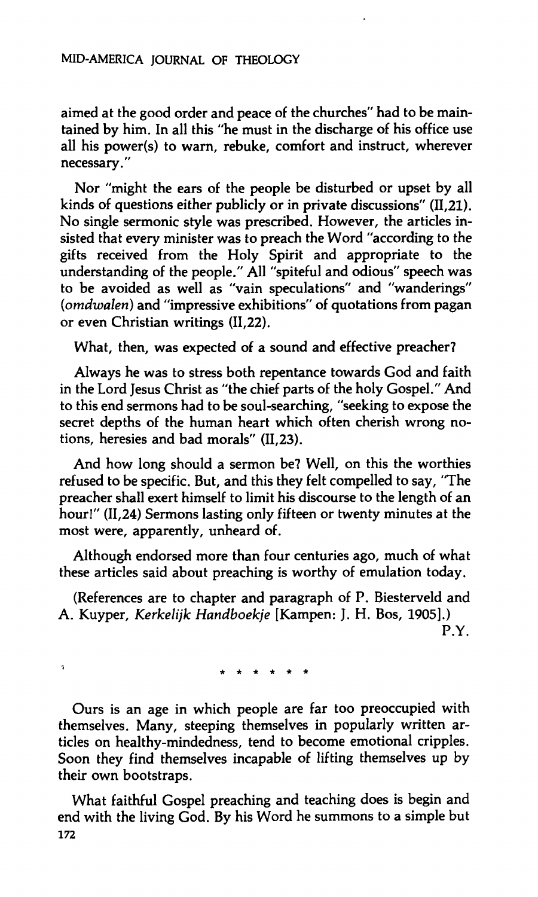aimed at the good order and peace of the churches" had to be maintained by him. In all this "he must in the discharge of his office use all his power(s) to warn, rebuke, comfort and instruct, wherever necessary."

Nor "might the ears of the people be disturbed or upset by all kinds of questions either publicly or in private discussions" (II,21). No single sermonic style was prescribed. However, the articles insisted that every minister was to preach the Word "according to the gifts received from the Holy Spirit and appropriate to the understanding of the people." All "spiteful and odious" speech was to be avoided as well as "vain speculations" and "wanderings" (*omdwalen*) and "impressive exhibitions" of quotations from pagan or even Christian writings (II,22).

What, then, was expected of a sound and effective preacher?

Always he was to stress both repentance towards God and faith in the Lord Jesus Christ as "the chief parts of the holy Gospel." And to this end sermons had to be soul-searching, "seeking to expose the secret depths of the human heart which often cherish wrong notions, heresies and bad morals" (II,23).

And how long should a sermon be? Well, on this the worthies refused to be specific. But, and this they felt compelled to say, "The preacher shall exert himself to limit his discourse to the length of an hour!" (II,24) Sermons lasting only fifteen or twenty minutes at the most were, apparently, unheard of.

Although endorsed more than four centuries ago, much of what these articles said about preaching is worthy of emulation today.

(References are to chapter and paragraph of P. Biesterveld and A. Kuyper, *Kerkelijk Handboekje* [Kampen: J. H. Bos, 1905].)

P.Y.

* * * * * *

Ours is an age in which people are far too preoccupied with themselves. Many, steeping themselves in popularly written articles on healthy-mindedness, tend to become emotional cripples. Soon they find themselves incapable of lifting themselves up by their own bootstraps.

What faithful Gospel preaching and teaching does is begin and end with the living God. By his Word he summons to a simple but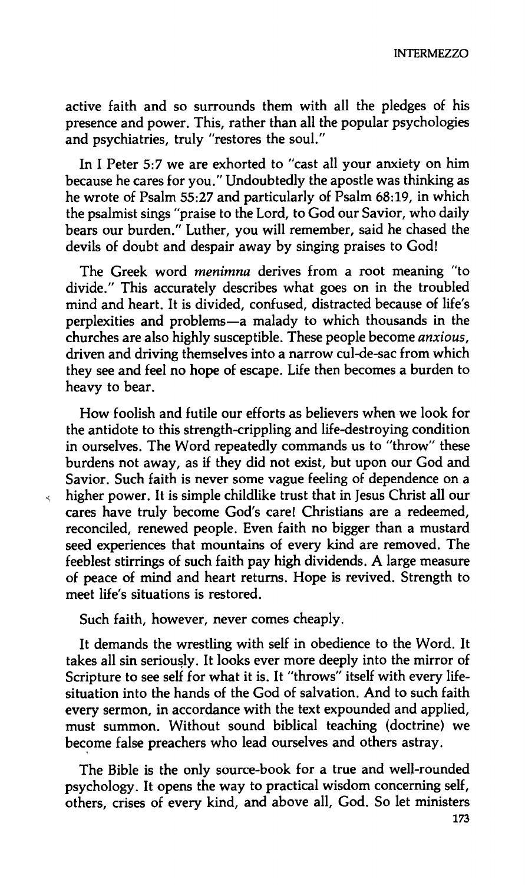active faith and so surrounds them with all the pledges of his presence and power. This, rather than all the popular psychologies and psychiatries, truly "restores the soul."

In I Peter 5:7 we are exhorted to "cast all your anxiety on him because he cares for you." Undoubtedly the apostle was thinking as he wrote of Psalm 55:27 and particularly of Psalm 68:19, in which the psalmist sings "praise to the Lord, to God our Savior, who daily bears our burden." Luther, you will remember, said he chased the devils of doubt and despair away by singing praises to God!

The Greek word *menimna* derives from a root meaning "to divide." This accurately describes what goes on in the troubled mind and heart. It is divided, confused, distracted because of life's perplexities and problems—a malady to which thousands in the churches are also highly susceptible. These people become *anxious*, driven and driving themselves into a narrow cul-de-sac from which they see and feel no hope of escape. Life then becomes a burden to heavy to bear.

How foolish and futile our efforts as believers when we look for the antidote to this strength-crippling and life-destroying condition in ourselves. The Word repeatedly commands us to "throw" these burdens not away, as if they did not exist, but upon our God and Savior. Such faith is never some vague feeling of dependence on a higher power. It is simple childlike trust that in Jesus Christ all our cares have truly become God's care! Christians are a redeemed, reconciled, renewed people. Even faith no bigger than a mustard seed experiences that mountains of every kind are removed. The feeblest stirrings of such faith pay high dividends. A large measure of peace of mind and heart returns. Hope is revived. Strength to meet life's situations is restored.

Such faith, however, never comes cheaply.

It demands the wrestling with self in obedience to the Word. It takes all sin seriously. It looks ever more deeply into the mirror of Scripture to see self for what it is. It "throws" itself with every life-situation into the hands of the God of salvation. And to such faith every sermon, in accordance with the text expounded and applied, must summon. Without sound biblical teaching (doctrine) we become false preachers who lead ourselves and others astray.

The Bible is the only source-book for a true and well-rounded psychology. It opens the way to practical wisdom concerning self, others, crises of every kind, and above all, God. So let ministers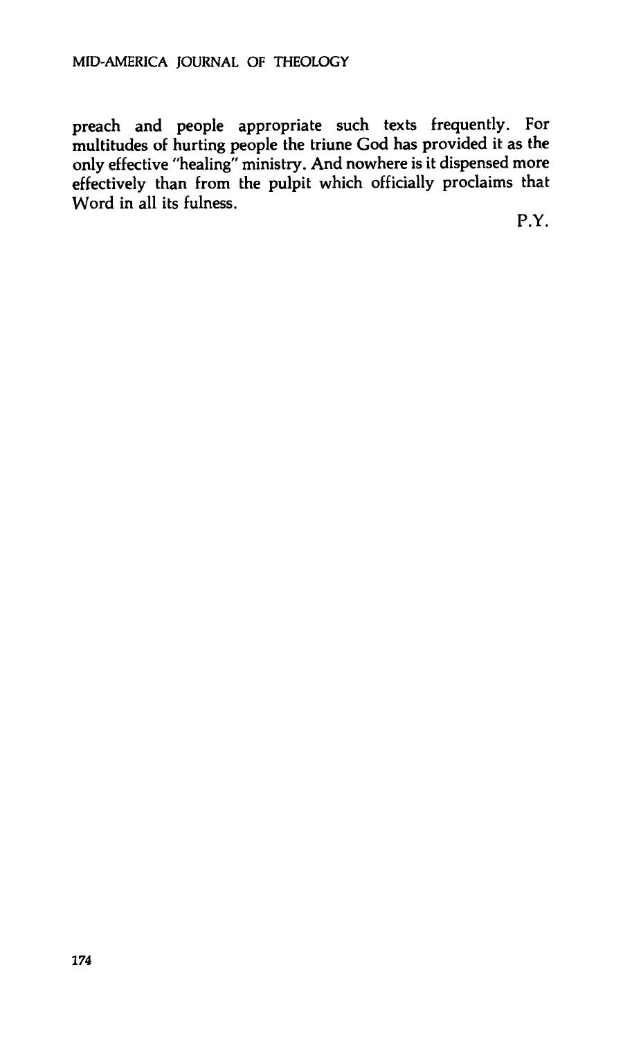preach and people appropriate such texts frequently. For multitudes of hurting people the triune God has provided it as the only effective "healing" ministry. And nowhere is it dispensed more effectively than from the pulpit which officially proclaims that Word in all its fulness.

P.Y.